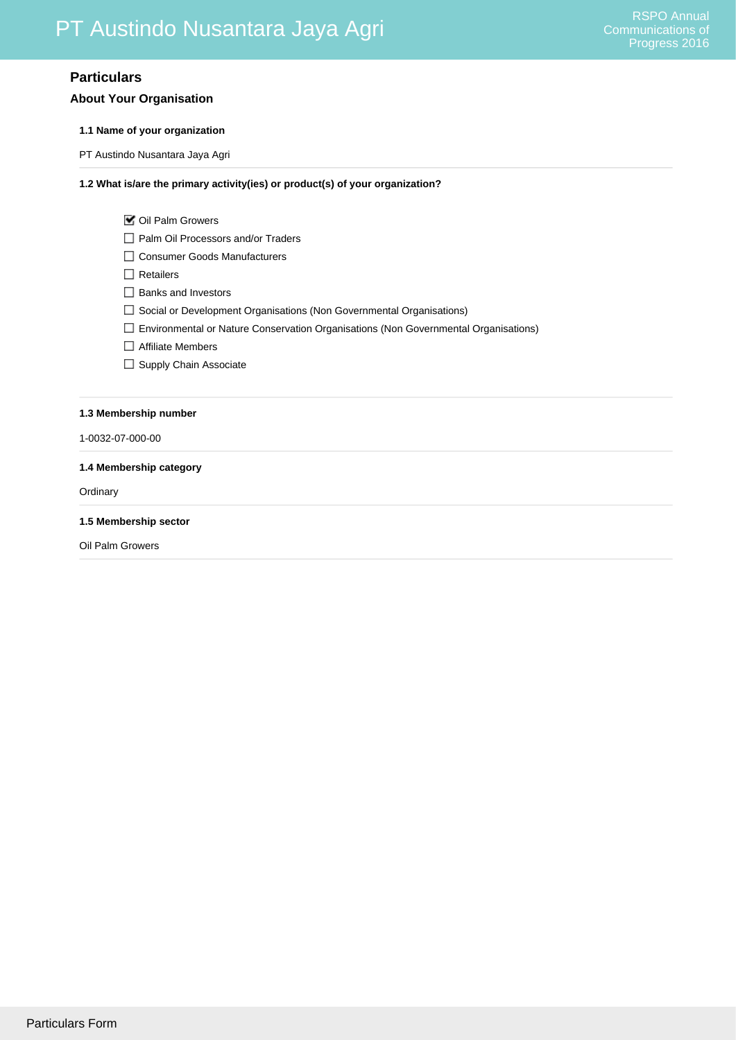# Particulars

## About Your Organisation

**1.1 Name of your organization**

PT Austindo Nusantara Jaya Agri

**1.2 What is/are the primary activity(ies) or product(s) of your organization?**

- [x] Oil Palm Growers
- [ ] Palm Oil Processors and/or Traders
- [ ] Consumer Goods Manufacturers
- [ ] Retailers
- [ ] Banks and Investors
- [ ] Social or Development Organisations (Non Governmental Organisations)
- [ ] Environmental or Nature Conservation Organisations (Non Governmental Organisations)
- [ ] Affiliate Members
- [ ] Supply Chain Associate

**1.3 Membership number**

1-0032-07-000-00

**1.4 Membership category**

Ordinary

**1.5 Membership sector**

Oil Palm Growers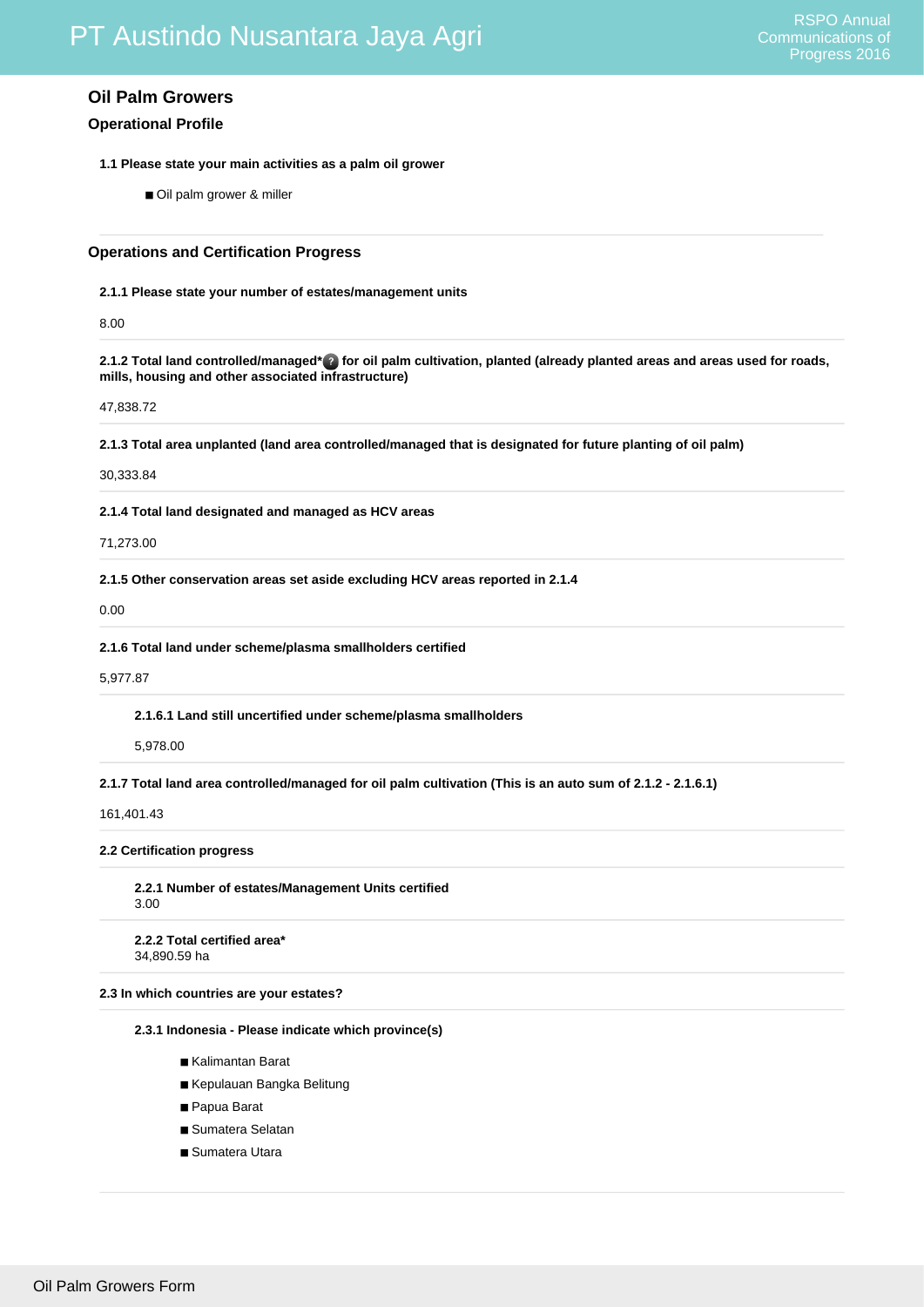## Oil Palm Growers

### Operational Profile

**1.1 Please state your main activities as a palm oil grower**

- Oil palm grower & miller

### Operations and Certification Progress

**2.1.1 Please state your number of estates/management units**

8.00

**2.1.2 Total land controlled/managed* for oil palm cultivation, planted (already planted areas and areas used for roads, mills, housing and other associated infrastructure)**

47,838.72

**2.1.3 Total area unplanted (land area controlled/managed that is designated for future planting of oil palm)**

30,333.84

**2.1.4 Total land designated and managed as HCV areas**

71,273.00

**2.1.5 Other conservation areas set aside excluding HCV areas reported in 2.1.4**

0.00

**2.1.6 Total land under scheme/plasma smallholders certified**

5,977.87

**2.1.6.1 Land still uncertified under scheme/plasma smallholders**

5,978.00

**2.1.7 Total land area controlled/managed for oil palm cultivation (This is an auto sum of 2.1.2 - 2.1.6.1)**

161,401.43

**2.2 Certification progress**

**2.2.1 Number of estates/Management Units certified**
3.00

**2.2.2 Total certified area***
34,890.59 ha

**2.3 In which countries are your estates?**

**2.3.1 Indonesia - Please indicate which province(s)**

- Kalimantan Barat
- Kepulauan Bangka Belitung
- Papua Barat
- Sumatera Selatan
- Sumatera Utara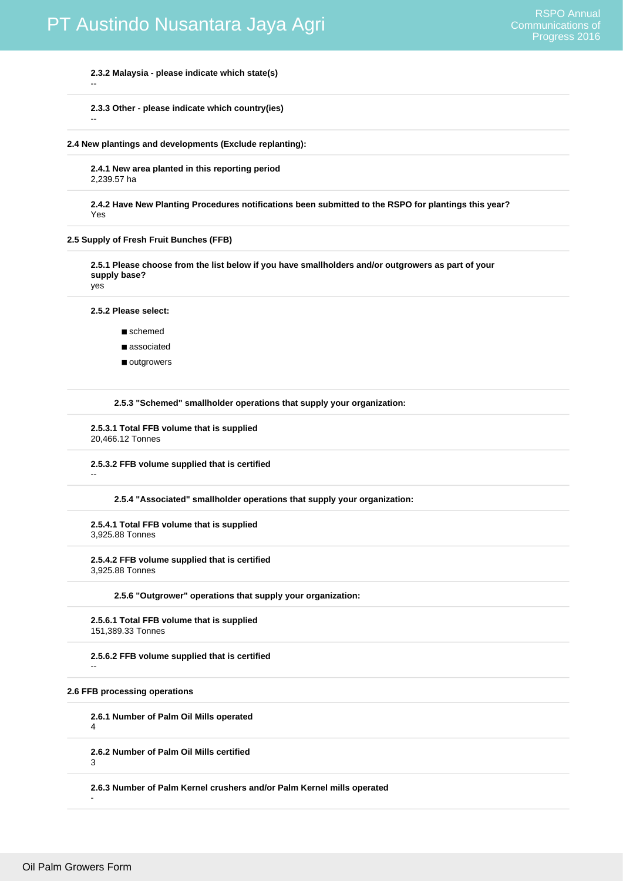**2.3.2 Malaysia - please indicate which state(s)**

--

**2.3.3 Other - please indicate which country(ies)**

--

**2.4 New plantings and developments (Exclude replanting):**

**2.4.1 New area planted in this reporting period**

2,239.57 ha

**2.4.2 Have New Planting Procedures notifications been submitted to the RSPO for plantings this year?**

Yes

**2.5 Supply of Fresh Fruit Bunches (FFB)**

**2.5.1 Please choose from the list below if you have smallholders and/or outgrowers as part of your supply base?**

yes

**2.5.2 Please select:**

- schemed
- associated
- outgrowers

**2.5.3 "Schemed" smallholder operations that supply your organization:**

**2.5.3.1 Total FFB volume that is supplied**

20,466.12 Tonnes

**2.5.3.2 FFB volume supplied that is certified**

--

**2.5.4 "Associated" smallholder operations that supply your organization:**

**2.5.4.1 Total FFB volume that is supplied**

3,925.88 Tonnes

**2.5.4.2 FFB volume supplied that is certified**

3,925.88 Tonnes

**2.5.6 "Outgrower" operations that supply your organization:**

**2.5.6.1 Total FFB volume that is supplied**

151,389.33 Tonnes

**2.5.6.2 FFB volume supplied that is certified**

--

**2.6 FFB processing operations**

**2.6.1 Number of Palm Oil Mills operated**

4

**2.6.2 Number of Palm Oil Mills certified**

3

**2.6.3 Number of Palm Kernel crushers and/or Palm Kernel mills operated**

-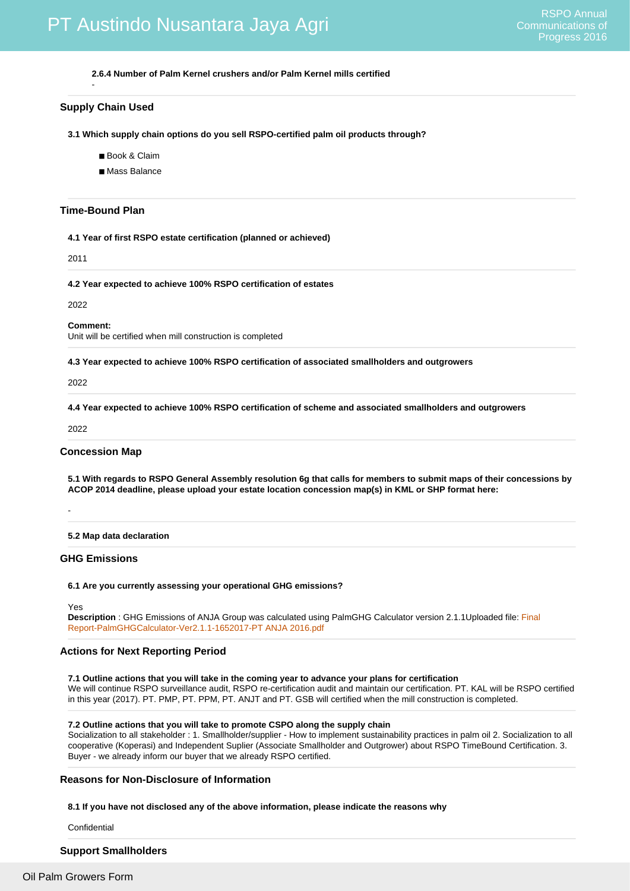**2.6.4 Number of Palm Kernel crushers and/or Palm Kernel mills certified**

-

## Supply Chain Used

**3.1 Which supply chain options do you sell RSPO-certified palm oil products through?**

- Book & Claim
- Mass Balance

## Time-Bound Plan

**4.1 Year of first RSPO estate certification (planned or achieved)**

2011

**4.2 Year expected to achieve 100% RSPO certification of estates**

2022

**Comment:**
Unit will be certified when mill construction is completed

**4.3 Year expected to achieve 100% RSPO certification of associated smallholders and outgrowers**

2022

**4.4 Year expected to achieve 100% RSPO certification of scheme and associated smallholders and outgrowers**

2022

## Concession Map

**5.1 With regards to RSPO General Assembly resolution 6g that calls for members to submit maps of their concessions by ACOP 2014 deadline, please upload your estate location concession map(s) in KML or SHP format here:**

-

**5.2 Map data declaration**

## GHG Emissions

**6.1 Are you currently assessing your operational GHG emissions?**

Yes
**Description** : GHG Emissions of ANJA Group was calculated using PalmGHG Calculator version 2.1.1Uploaded file: Final Report-PalmGHGCalculator-Ver2.1.1-1652017-PT ANJA 2016.pdf

## Actions for Next Reporting Period

**7.1 Outline actions that you will take in the coming year to advance your plans for certification**
We will continue RSPO surveillance audit, RSPO re-certification audit and maintain our certification. PT. KAL will be RSPO certified in this year (2017). PT. PMP, PT. PPM, PT. ANJT and PT. GSB will certified when the mill construction is completed.

**7.2 Outline actions that you will take to promote CSPO along the supply chain**
Socialization to all stakeholder : 1. Smallholder/supplier - How to implement sustainability practices in palm oil 2. Socialization to all cooperative (Koperasi) and Independent Suplier (Associate Smallholder and Outgrower) about RSPO TimeBound Certification. 3. Buyer - we already inform our buyer that we already RSPO certified.

## Reasons for Non-Disclosure of Information

**8.1 If you have not disclosed any of the above information, please indicate the reasons why**

Confidential

## Support Smallholders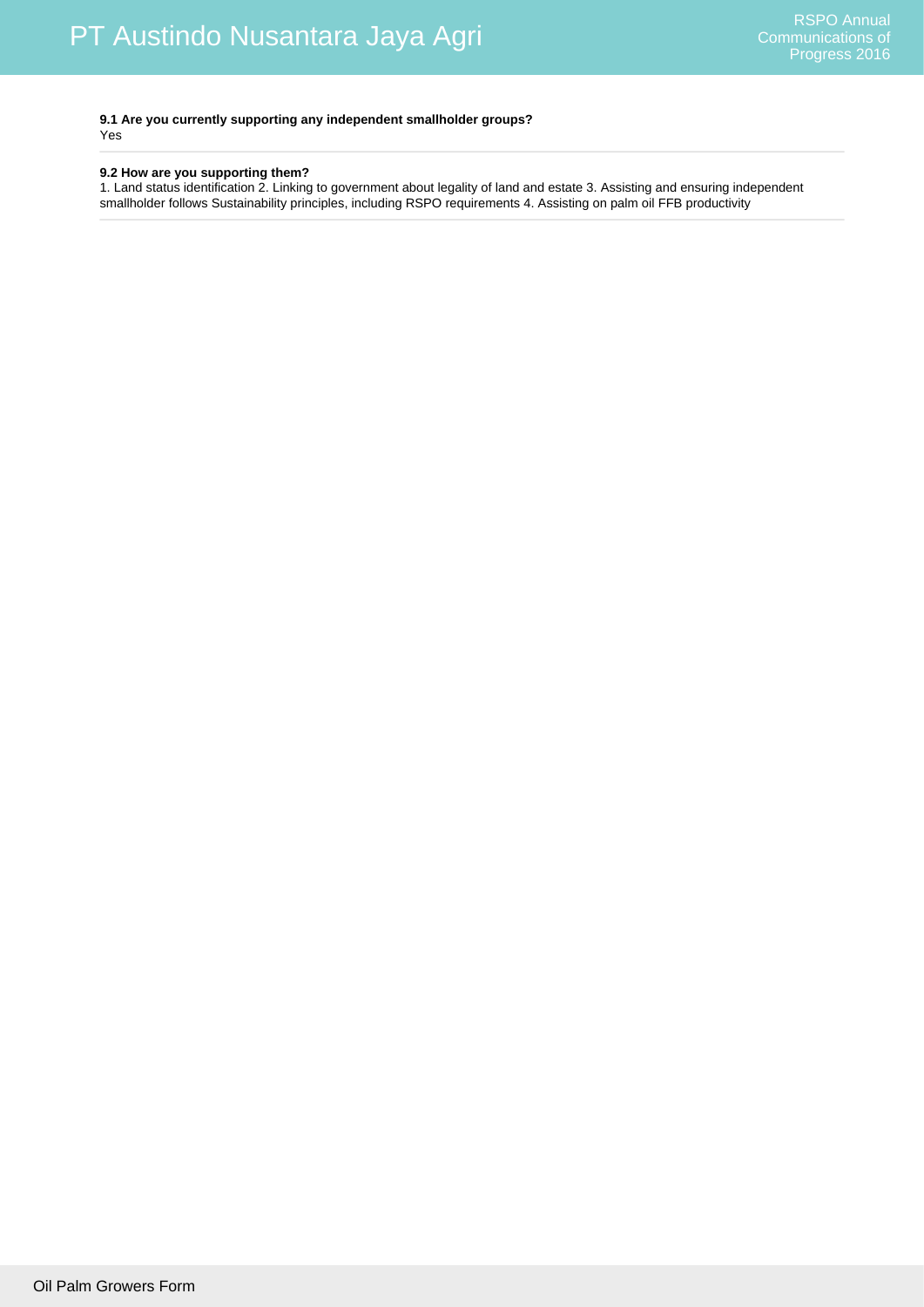**9.1 Are you currently supporting any independent smallholder groups?**

Yes

**9.2 How are you supporting them?**

1. Land status identification 2. Linking to government about legality of land and estate 3. Assisting and ensuring independent smallholder follows Sustainability principles, including RSPO requirements 4. Assisting on palm oil FFB productivity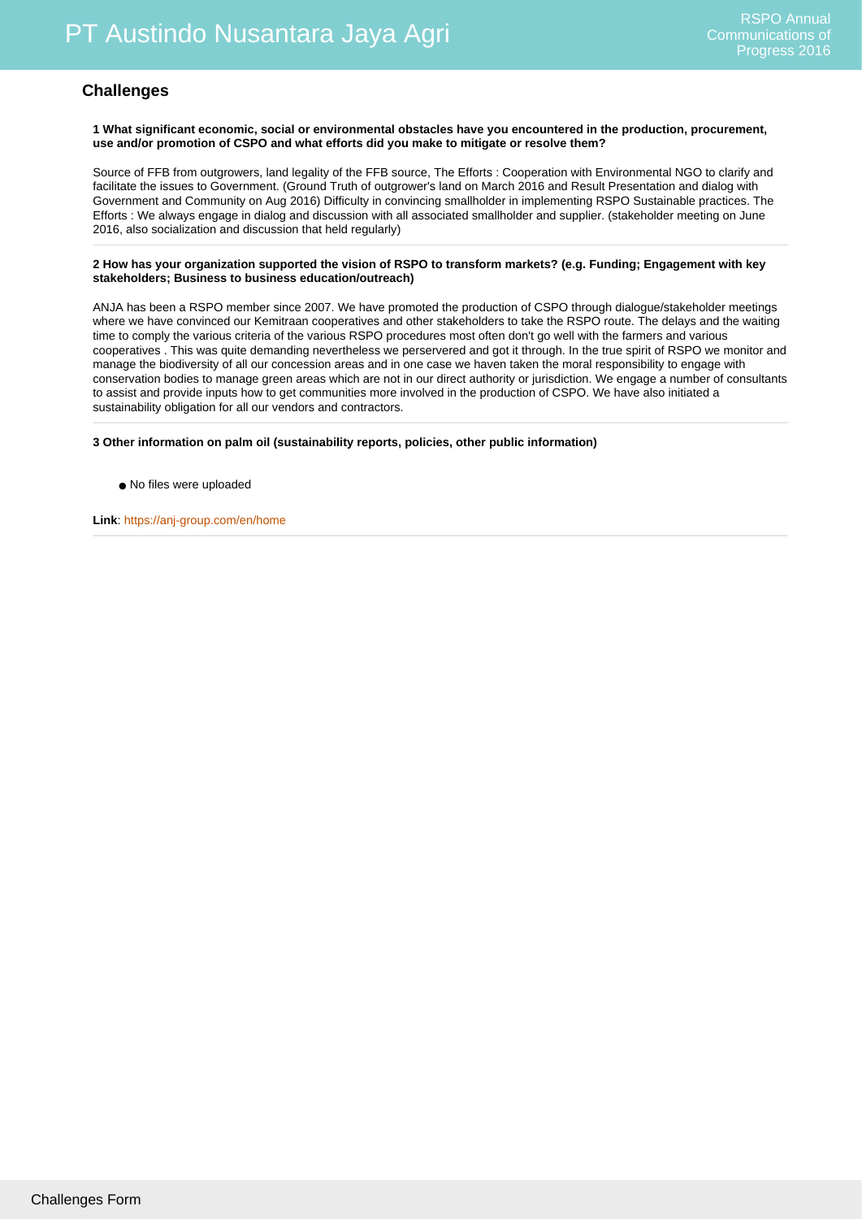## Challenges

**1 What significant economic, social or environmental obstacles have you encountered in the production, procurement, use and/or promotion of CSPO and what efforts did you make to mitigate or resolve them?**

Source of FFB from outgrowers, land legality of the FFB source, The Efforts : Cooperation with Environmental NGO to clarify and facilitate the issues to Government. (Ground Truth of outgrower's land on March 2016 and Result Presentation and dialog with Government and Community on Aug 2016) Difficulty in convincing smallholder in implementing RSPO Sustainable practices. The Efforts : We always engage in dialog and discussion with all associated smallholder and supplier. (stakeholder meeting on June 2016, also socialization and discussion that held regularly)

**2 How has your organization supported the vision of RSPO to transform markets? (e.g. Funding; Engagement with key stakeholders; Business to business education/outreach)**

ANJA has been a RSPO member since 2007. We have promoted the production of CSPO through dialogue/stakeholder meetings where we have convinced our Kemitraan cooperatives and other stakeholders to take the RSPO route. The delays and the waiting time to comply the various criteria of the various RSPO procedures most often don't go well with the farmers and various cooperatives . This was quite demanding nevertheless we perservered and got it through. In the true spirit of RSPO we monitor and manage the biodiversity of all our concession areas and in one case we haven taken the moral responsibility to engage with conservation bodies to manage green areas which are not in our direct authority or jurisdiction. We engage a number of consultants to assist and provide inputs how to get communities more involved in the production of CSPO. We have also initiated a sustainability obligation for all our vendors and contractors.

**3 Other information on palm oil (sustainability reports, policies, other public information)**

- No files were uploaded

**Link**: https://anj-group.com/en/home